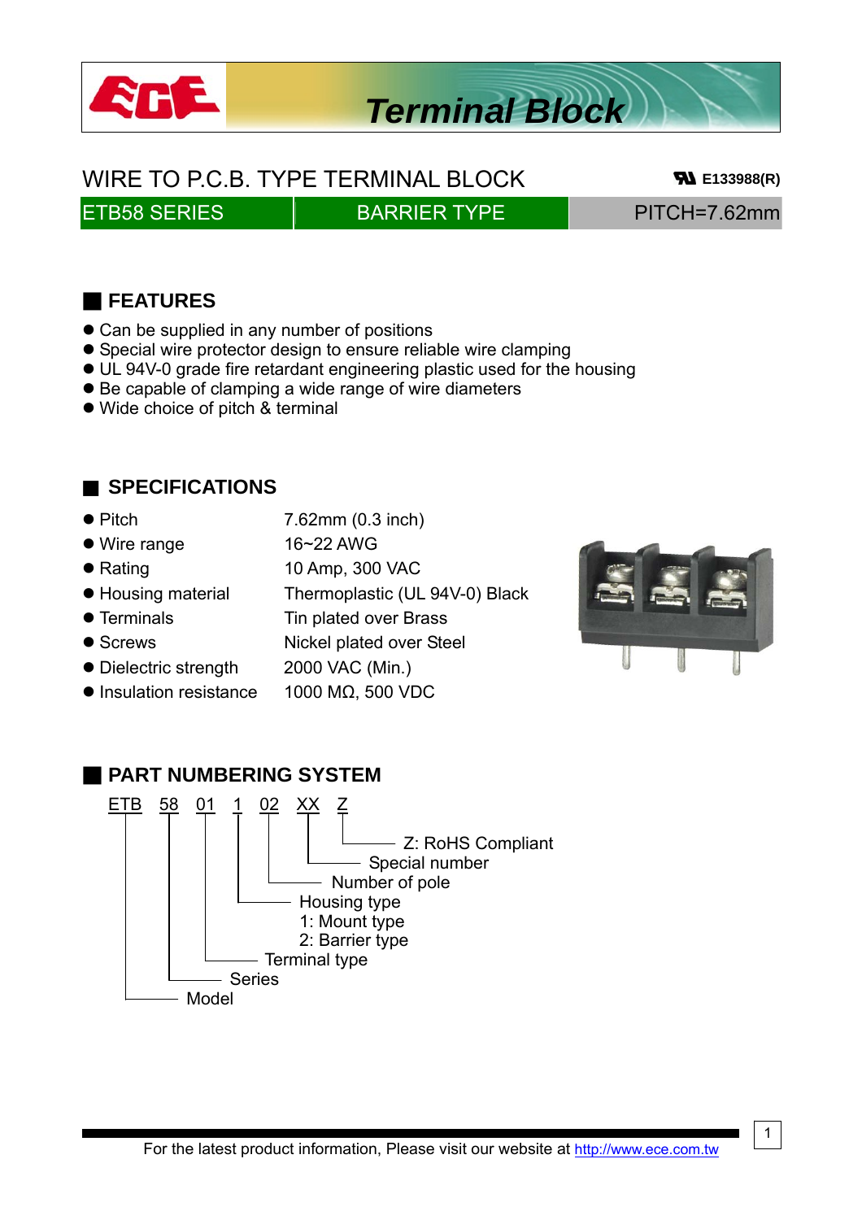# Terminal Block

## WIRE TO P.C.B. TYPE TERMINAL BLOCK

E133988(R)

| ETB58 SERIES | BARRIER TYPE | PITCH=7.62mm |
|---|---|---|

## FEATURES

- Can be supplied in any number of positions
- Special wire protector design to ensure reliable wire clamping
- UL 94V-0 grade fire retardant engineering plastic used for the housing
- Be capable of clamping a wide range of wire diameters
- Wide choice of pitch & terminal

## SPECIFICATIONS

| | |
|---|---|
| Pitch | 7.62mm (0.3 inch) |
| Wire range | 16~22 AWG |
| Rating | 10 Amp, 300 VAC |
| Housing material | Thermoplastic (UL 94V-0) Black |
| Terminals | Tin plated over Brass |
| Screws | Nickel plated over Steel |
| Dielectric strength | 2000 VAC (Min.) |
| Insulation resistance | 1000 MΩ, 500 VDC |

## PART NUMBERING SYSTEM

ETB 58 01 1 02 XX Z

- Z: RoHS Compliant
- XX: Special number
- 02: Number of pole
- 1: Housing type
  - 1: Mount type
  - 2: Barrier type
- 01: Terminal type
- 58: Series
- ETB: Model

For the latest product information, Please visit our website at http://www.ece.com.tw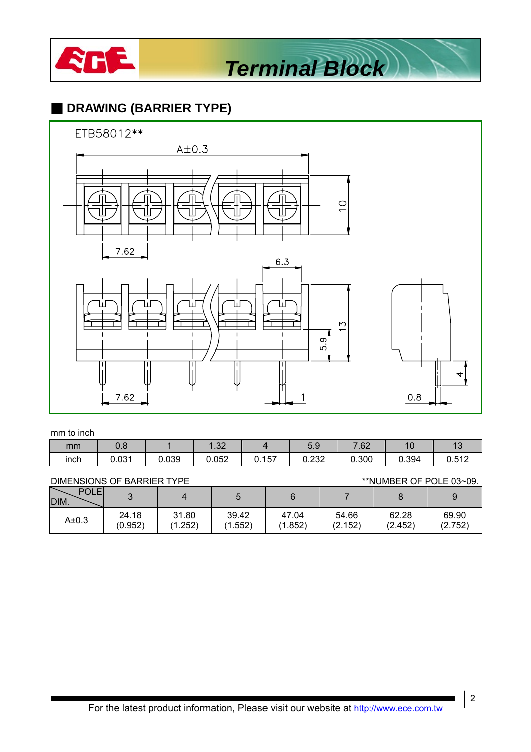Terminal Block

## DRAWING (BARRIER TYPE)

ETB58012**

A±0.3

10

7.62

6.3

13

5.9

4

7.62

1

0.8

mm to inch

| mm | 0.8 | 1 | 1.32 | 4 | 5.9 | 7.62 | 10 | 13 |
|---|---|---|---|---|---|---|---|---|
| inch | 0.031 | 0.039 | 0.052 | 0.157 | 0.232 | 0.300 | 0.394 | 0.512 |

DIMENSIONS OF BARRIER TYPE **NUMBER OF POLE 03~09.

| POLE / DIM. | 3 | 4 | 5 | 6 | 7 | 8 | 9 |
|---|---|---|---|---|---|---|---|
| A±0.3 | 24.18 (0.952) | 31.80 (1.252) | 39.42 (1.552) | 47.04 (1.852) | 54.66 (2.152) | 62.28 (2.452) | 69.90 (2.752) |

For the latest product information, Please visit our website at http://www.ece.com.tw